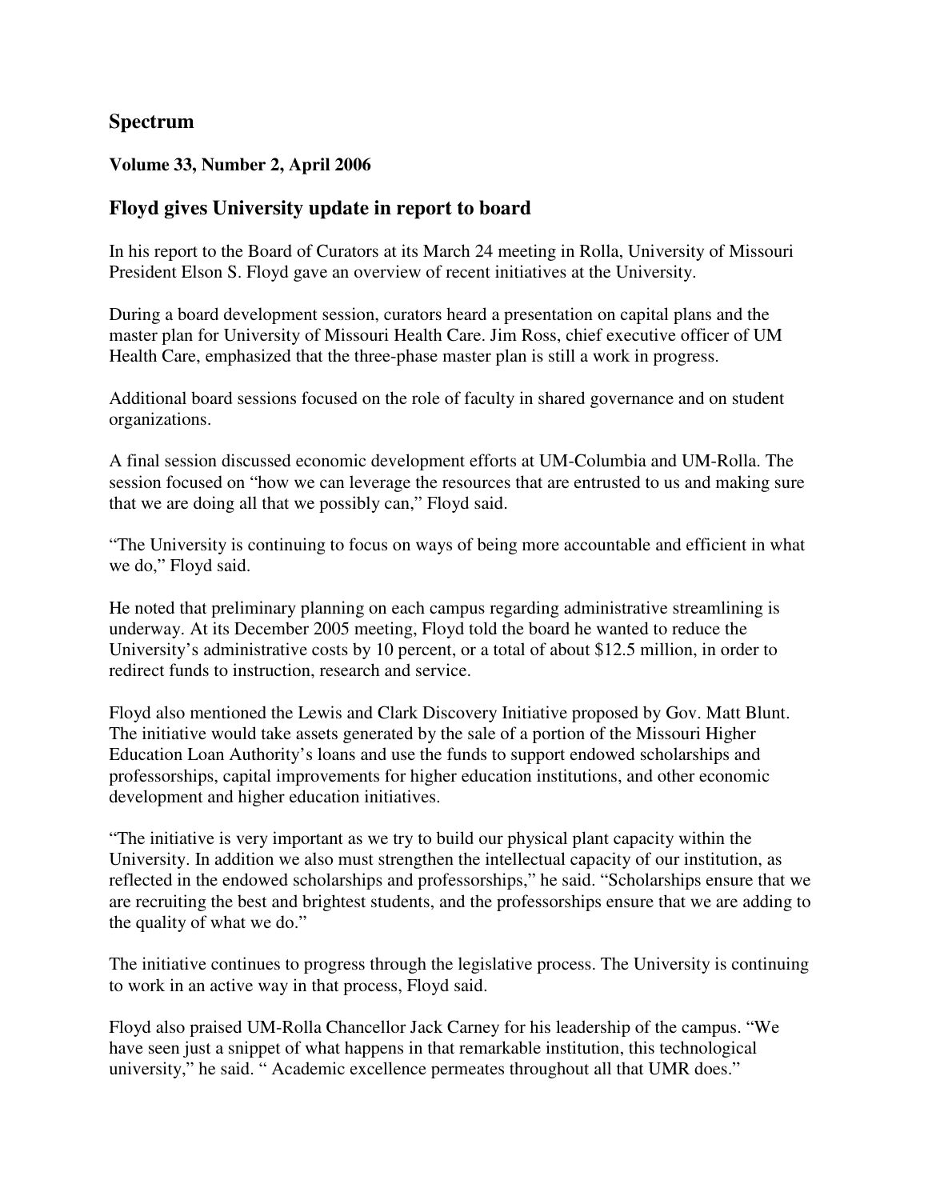# Spectrum

**Volume 33, Number 2, April 2006**

## Floyd gives University update in report to board

In his report to the Board of Curators at its March 24 meeting in Rolla, University of Missouri President Elson S. Floyd gave an overview of recent initiatives at the University.

During a board development session, curators heard a presentation on capital plans and the master plan for University of Missouri Health Care. Jim Ross, chief executive officer of UM Health Care, emphasized that the three-phase master plan is still a work in progress.

Additional board sessions focused on the role of faculty in shared governance and on student organizations.

A final session discussed economic development efforts at UM-Columbia and UM-Rolla. The session focused on "how we can leverage the resources that are entrusted to us and making sure that we are doing all that we possibly can," Floyd said.

"The University is continuing to focus on ways of being more accountable and efficient in what we do," Floyd said.

He noted that preliminary planning on each campus regarding administrative streamlining is underway. At its December 2005 meeting, Floyd told the board he wanted to reduce the University's administrative costs by 10 percent, or a total of about $12.5 million, in order to redirect funds to instruction, research and service.

Floyd also mentioned the Lewis and Clark Discovery Initiative proposed by Gov. Matt Blunt. The initiative would take assets generated by the sale of a portion of the Missouri Higher Education Loan Authority's loans and use the funds to support endowed scholarships and professorships, capital improvements for higher education institutions, and other economic development and higher education initiatives.

"The initiative is very important as we try to build our physical plant capacity within the University. In addition we also must strengthen the intellectual capacity of our institution, as reflected in the endowed scholarships and professorships," he said. "Scholarships ensure that we are recruiting the best and brightest students, and the professorships ensure that we are adding to the quality of what we do."

The initiative continues to progress through the legislative process. The University is continuing to work in an active way in that process, Floyd said.

Floyd also praised UM-Rolla Chancellor Jack Carney for his leadership of the campus. "We have seen just a snippet of what happens in that remarkable institution, this technological university," he said. " Academic excellence permeates throughout all that UMR does."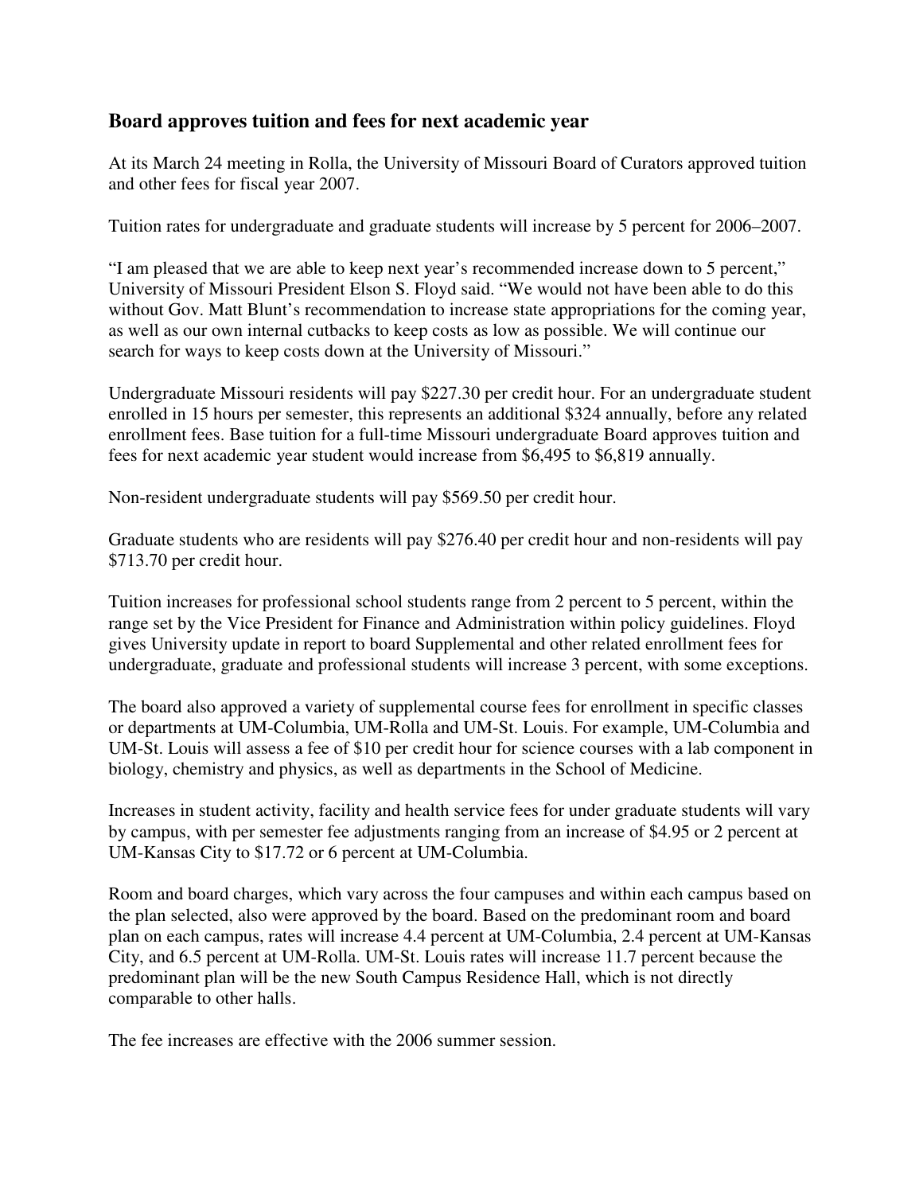## Board approves tuition and fees for next academic year

At its March 24 meeting in Rolla, the University of Missouri Board of Curators approved tuition and other fees for fiscal year 2007.

Tuition rates for undergraduate and graduate students will increase by 5 percent for 2006–2007.

"I am pleased that we are able to keep next year's recommended increase down to 5 percent," University of Missouri President Elson S. Floyd said. "We would not have been able to do this without Gov. Matt Blunt's recommendation to increase state appropriations for the coming year, as well as our own internal cutbacks to keep costs as low as possible. We will continue our search for ways to keep costs down at the University of Missouri."

Undergraduate Missouri residents will pay $227.30 per credit hour. For an undergraduate student enrolled in 15 hours per semester, this represents an additional $324 annually, before any related enrollment fees. Base tuition for a full-time Missouri undergraduate Board approves tuition and fees for next academic year student would increase from $6,495 to $6,819 annually.

Non-resident undergraduate students will pay $569.50 per credit hour.

Graduate students who are residents will pay $276.40 per credit hour and non-residents will pay $713.70 per credit hour.

Tuition increases for professional school students range from 2 percent to 5 percent, within the range set by the Vice President for Finance and Administration within policy guidelines. Floyd gives University update in report to board Supplemental and other related enrollment fees for undergraduate, graduate and professional students will increase 3 percent, with some exceptions.

The board also approved a variety of supplemental course fees for enrollment in specific classes or departments at UM-Columbia, UM-Rolla and UM-St. Louis. For example, UM-Columbia and UM-St. Louis will assess a fee of $10 per credit hour for science courses with a lab component in biology, chemistry and physics, as well as departments in the School of Medicine.

Increases in student activity, facility and health service fees for under graduate students will vary by campus, with per semester fee adjustments ranging from an increase of $4.95 or 2 percent at UM-Kansas City to $17.72 or 6 percent at UM-Columbia.

Room and board charges, which vary across the four campuses and within each campus based on the plan selected, also were approved by the board. Based on the predominant room and board plan on each campus, rates will increase 4.4 percent at UM-Columbia, 2.4 percent at UM-Kansas City, and 6.5 percent at UM-Rolla. UM-St. Louis rates will increase 11.7 percent because the predominant plan will be the new South Campus Residence Hall, which is not directly comparable to other halls.

The fee increases are effective with the 2006 summer session.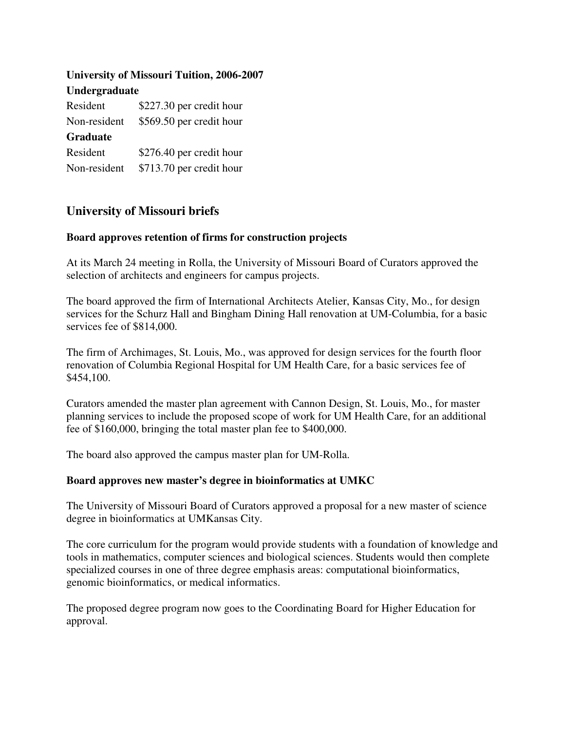**University of Missouri Tuition, 2006-2007**

**Undergraduate**

| | |
|---|---|
| Resident | $227.30 per credit hour |
| Non-resident | $569.50 per credit hour |

**Graduate**

| | |
|---|---|
| Resident | $276.40 per credit hour |
| Non-resident | $713.70 per credit hour |

## University of Missouri briefs

### Board approves retention of firms for construction projects

At its March 24 meeting in Rolla, the University of Missouri Board of Curators approved the selection of architects and engineers for campus projects.

The board approved the firm of International Architects Atelier, Kansas City, Mo., for design services for the Schurz Hall and Bingham Dining Hall renovation at UM-Columbia, for a basic services fee of $814,000.

The firm of Archimages, St. Louis, Mo., was approved for design services for the fourth floor renovation of Columbia Regional Hospital for UM Health Care, for a basic services fee of $454,100.

Curators amended the master plan agreement with Cannon Design, St. Louis, Mo., for master planning services to include the proposed scope of work for UM Health Care, for an additional fee of $160,000, bringing the total master plan fee to $400,000.

The board also approved the campus master plan for UM-Rolla.

### Board approves new master's degree in bioinformatics at UMKC

The University of Missouri Board of Curators approved a proposal for a new master of science degree in bioinformatics at UMKansas City.

The core curriculum for the program would provide students with a foundation of knowledge and tools in mathematics, computer sciences and biological sciences. Students would then complete specialized courses in one of three degree emphasis areas: computational bioinformatics, genomic bioinformatics, or medical informatics.

The proposed degree program now goes to the Coordinating Board for Higher Education for approval.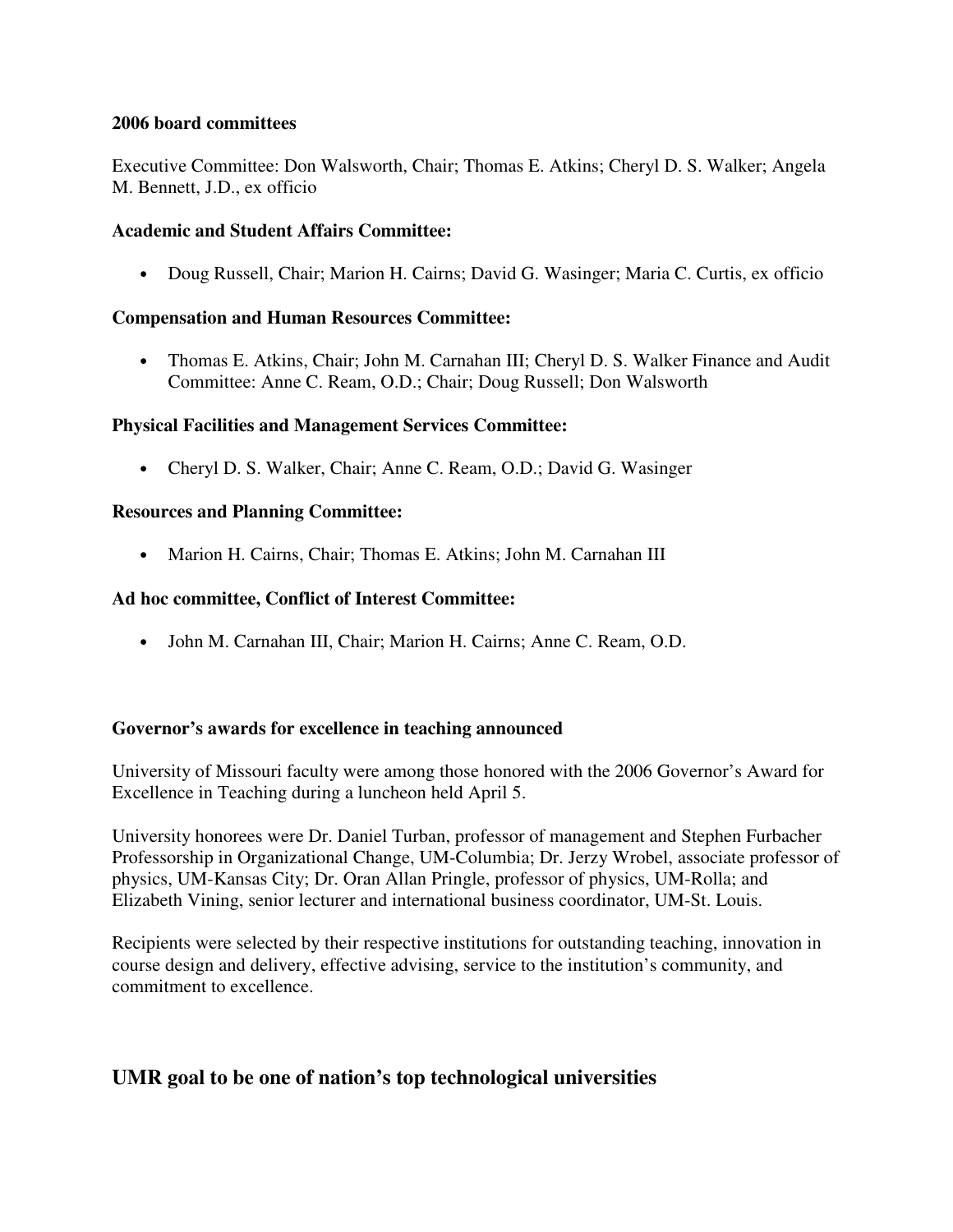**2006 board committees**

Executive Committee: Don Walsworth, Chair; Thomas E. Atkins; Cheryl D. S. Walker; Angela M. Bennett, J.D., ex officio

**Academic and Student Affairs Committee:**

- Doug Russell, Chair; Marion H. Cairns; David G. Wasinger; Maria C. Curtis, ex officio

**Compensation and Human Resources Committee:**

- Thomas E. Atkins, Chair; John M. Carnahan III; Cheryl D. S. Walker Finance and Audit Committee: Anne C. Ream, O.D.; Chair; Doug Russell; Don Walsworth

**Physical Facilities and Management Services Committee:**

- Cheryl D. S. Walker, Chair; Anne C. Ream, O.D.; David G. Wasinger

**Resources and Planning Committee:**

- Marion H. Cairns, Chair; Thomas E. Atkins; John M. Carnahan III

**Ad hoc committee, Conflict of Interest Committee:**

- John M. Carnahan III, Chair; Marion H. Cairns; Anne C. Ream, O.D.

**Governor's awards for excellence in teaching announced**

University of Missouri faculty were among those honored with the 2006 Governor's Award for Excellence in Teaching during a luncheon held April 5.

University honorees were Dr. Daniel Turban, professor of management and Stephen Furbacher Professorship in Organizational Change, UM-Columbia; Dr. Jerzy Wrobel, associate professor of physics, UM-Kansas City; Dr. Oran Allan Pringle, professor of physics, UM-Rolla; and Elizabeth Vining, senior lecturer and international business coordinator, UM-St. Louis.

Recipients were selected by their respective institutions for outstanding teaching, innovation in course design and delivery, effective advising, service to the institution's community, and commitment to excellence.

## UMR goal to be one of nation's top technological universities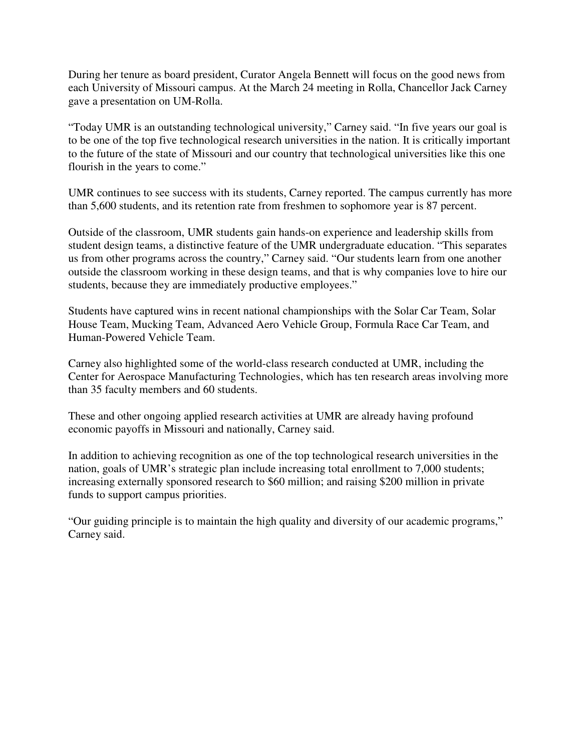During her tenure as board president, Curator Angela Bennett will focus on the good news from each University of Missouri campus. At the March 24 meeting in Rolla, Chancellor Jack Carney gave a presentation on UM-Rolla.

"Today UMR is an outstanding technological university," Carney said. "In five years our goal is to be one of the top five technological research universities in the nation. It is critically important to the future of the state of Missouri and our country that technological universities like this one flourish in the years to come."

UMR continues to see success with its students, Carney reported. The campus currently has more than 5,600 students, and its retention rate from freshmen to sophomore year is 87 percent.

Outside of the classroom, UMR students gain hands-on experience and leadership skills from student design teams, a distinctive feature of the UMR undergraduate education. "This separates us from other programs across the country," Carney said. "Our students learn from one another outside the classroom working in these design teams, and that is why companies love to hire our students, because they are immediately productive employees."

Students have captured wins in recent national championships with the Solar Car Team, Solar House Team, Mucking Team, Advanced Aero Vehicle Group, Formula Race Car Team, and Human-Powered Vehicle Team.

Carney also highlighted some of the world-class research conducted at UMR, including the Center for Aerospace Manufacturing Technologies, which has ten research areas involving more than 35 faculty members and 60 students.

These and other ongoing applied research activities at UMR are already having profound economic payoffs in Missouri and nationally, Carney said.

In addition to achieving recognition as one of the top technological research universities in the nation, goals of UMR's strategic plan include increasing total enrollment to 7,000 students; increasing externally sponsored research to $60 million; and raising $200 million in private funds to support campus priorities.

"Our guiding principle is to maintain the high quality and diversity of our academic programs," Carney said.